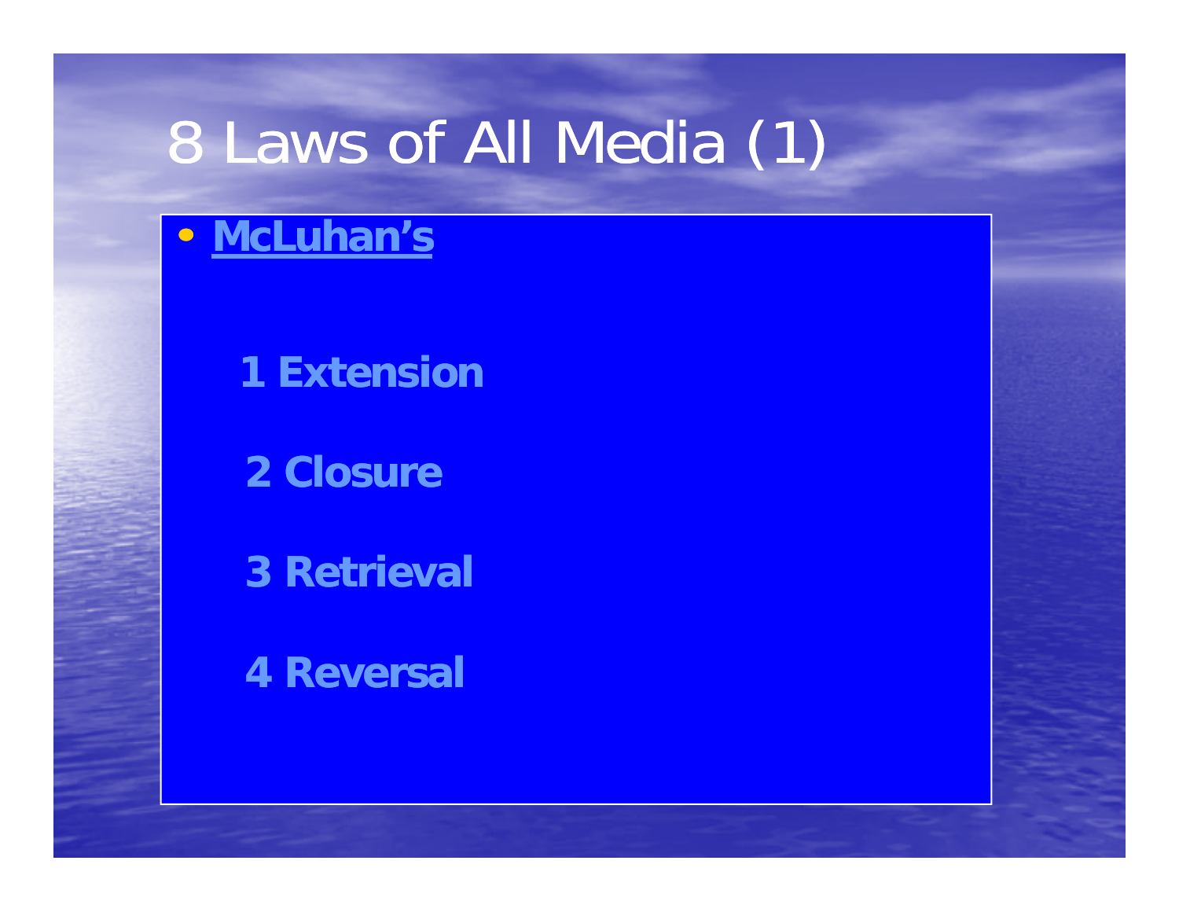# 8 Laws of All Media (1)

- **McLuhan's**

  **1 Extension**

  **2 Closure**

  **3 Retrieval**

  **4 Reversal**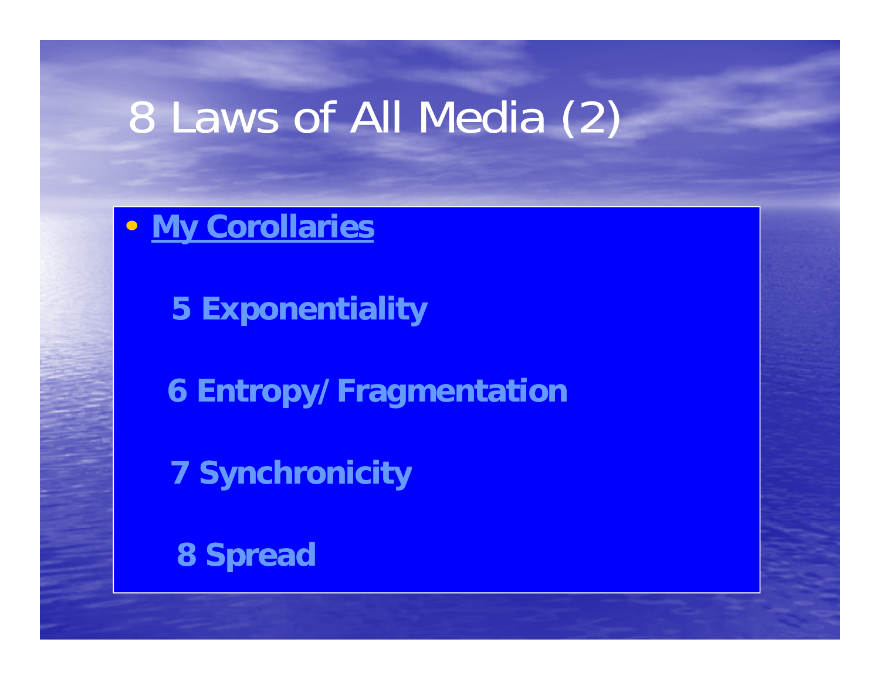# 8 Laws of All Media (2)

- **My Corollaries**

  **5 Exponentiality**

  **6 Entropy/ Fragmentation**

  **7 Synchronicity**

  **8 Spread**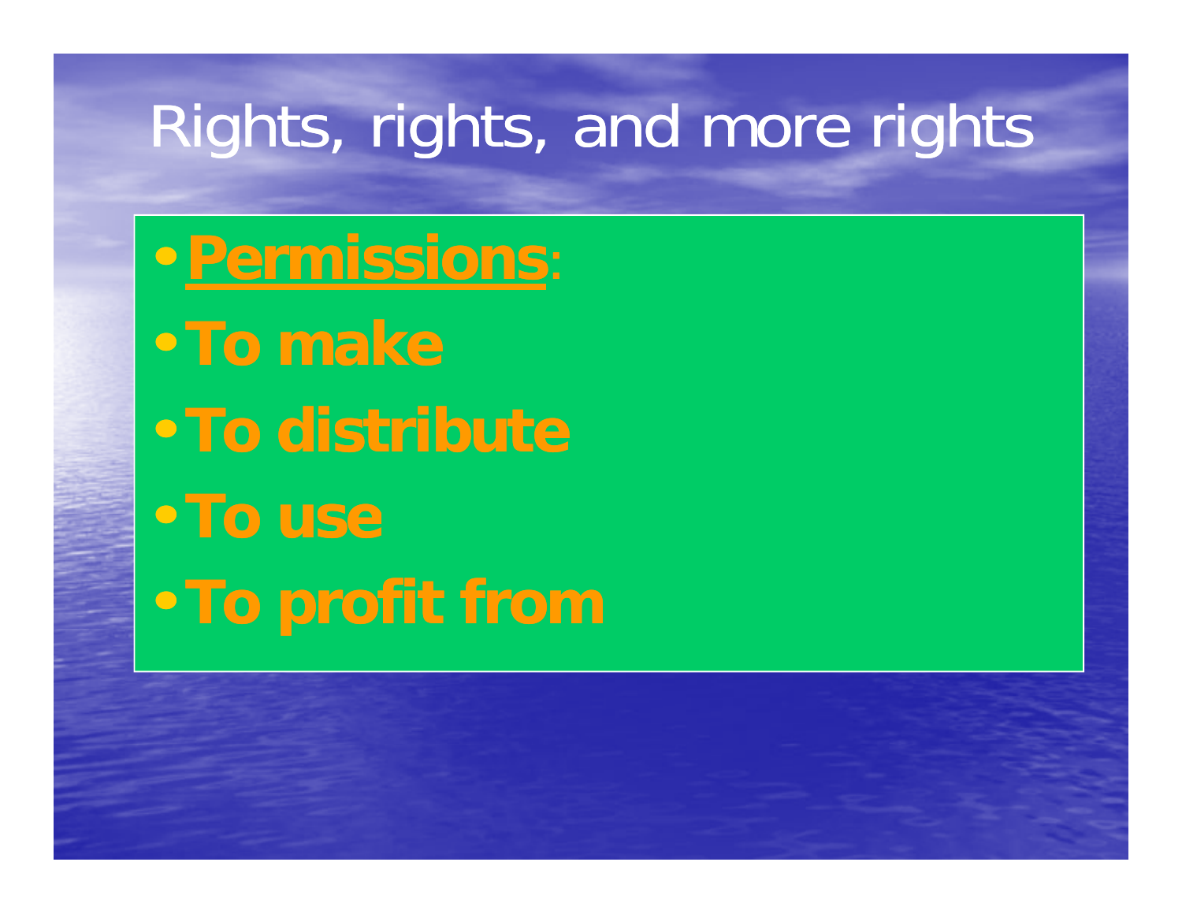# Rights, rights, and more rights

- **Permissions**:
- **To make**
- **To distribute**
- **To use**
- **To profit from**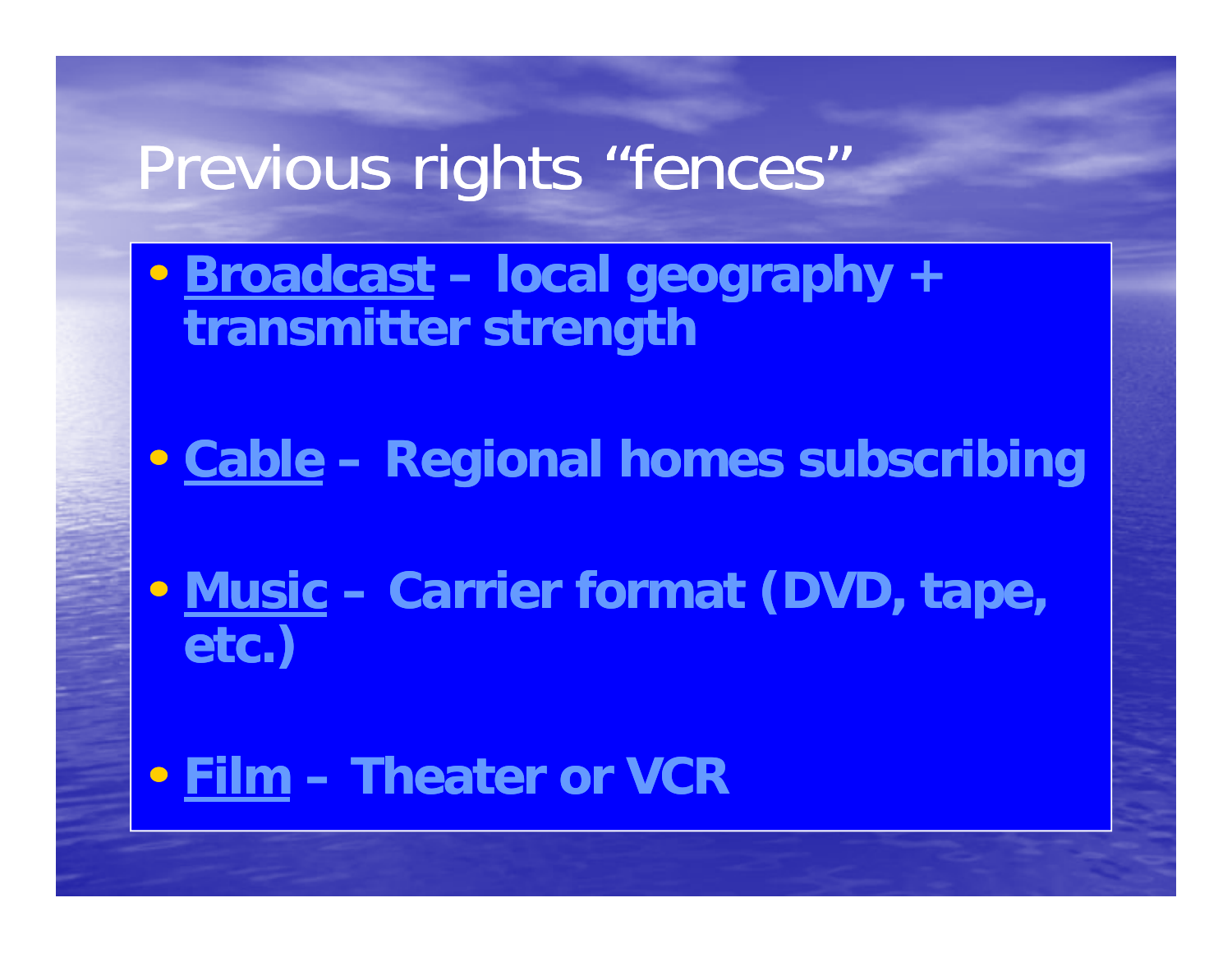# Previous rights "fences"

- **Broadcast – local geography + transmitter strength**
- **Cable – Regional homes subscribing**
- **Music – Carrier format (DVD, tape, etc.)**
- **Film – Theater or VCR**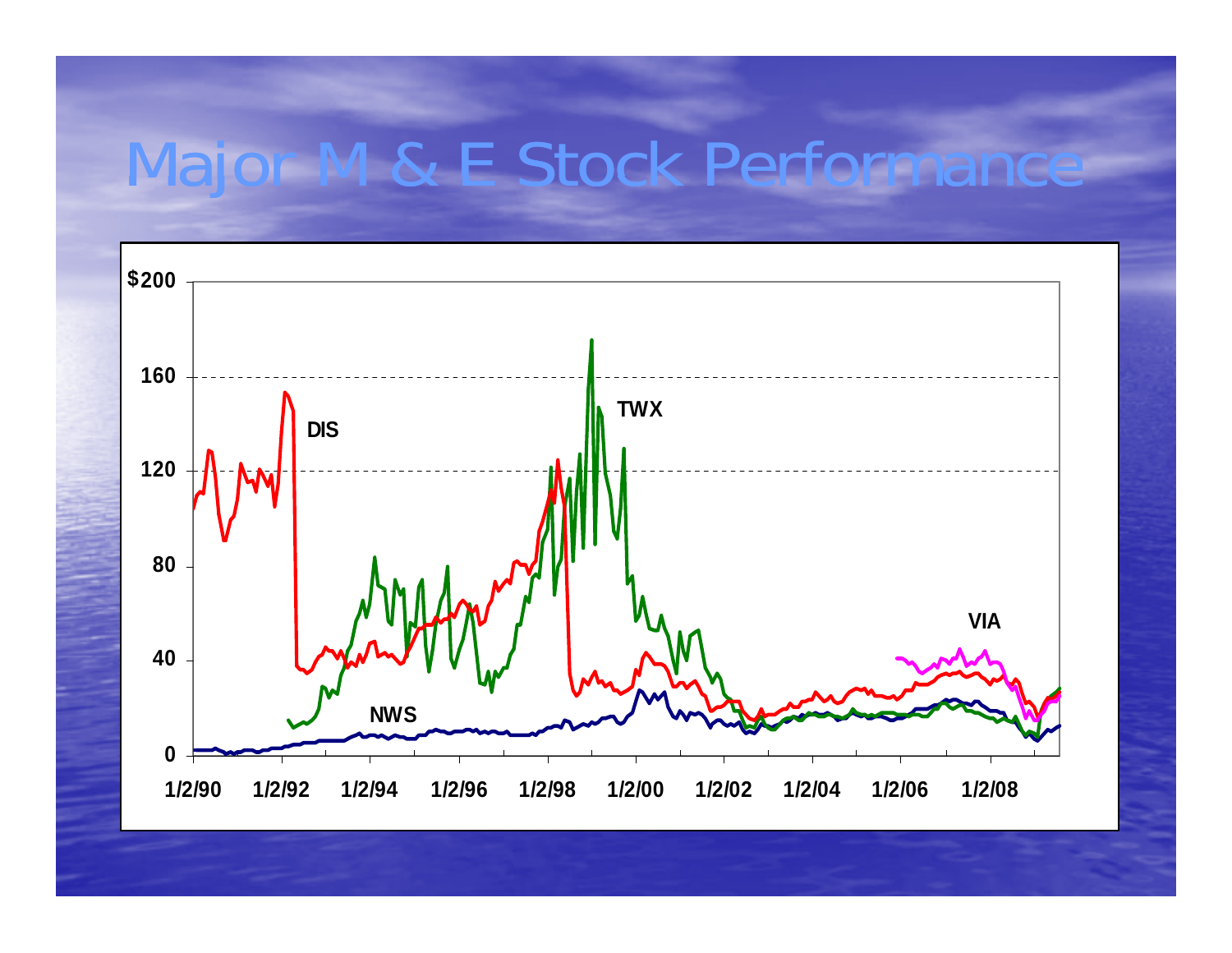# Major M & E Stock Performance

$200

160

120

80

40

0

DIS

TWX

NWS

VIA

1/2/90 1/2/92 1/2/94 1/2/96 1/2/98 1/2/00 1/2/02 1/2/04 1/2/06 1/2/08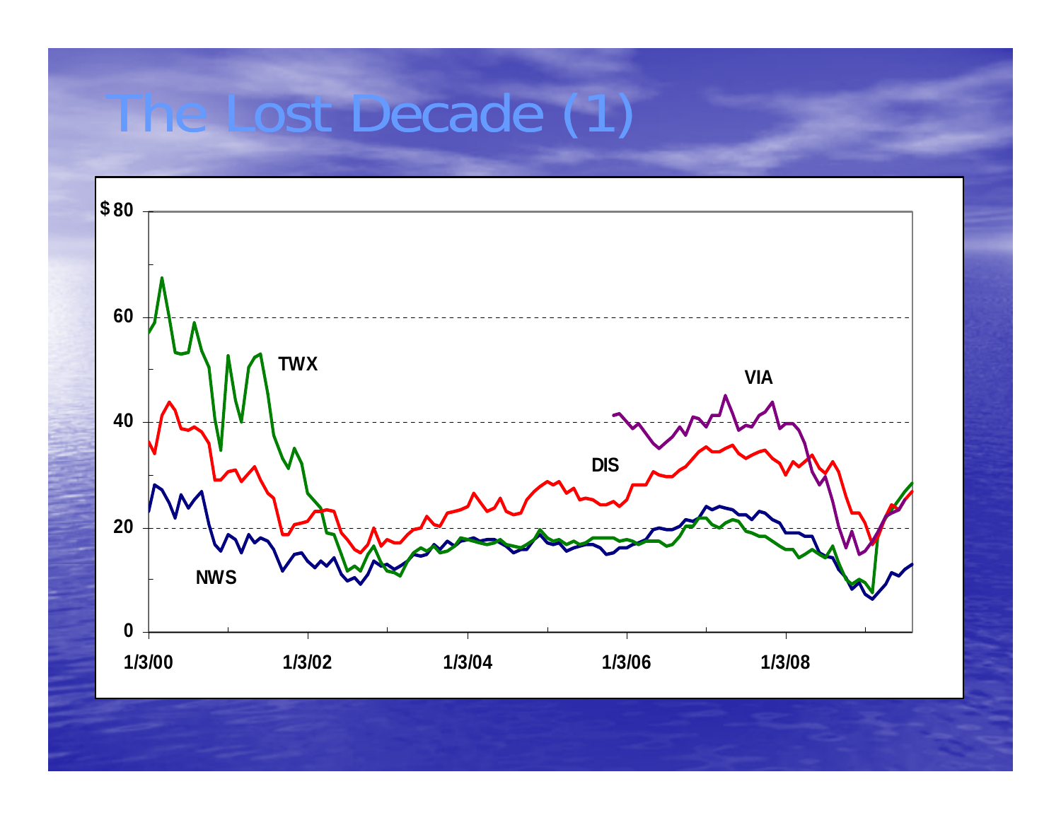# The Lost Decade (1)

$ 80

60

40

20

0

TWX

VIA

DIS

NWS

1/3/00 1/3/02 1/3/04 1/3/06 1/3/08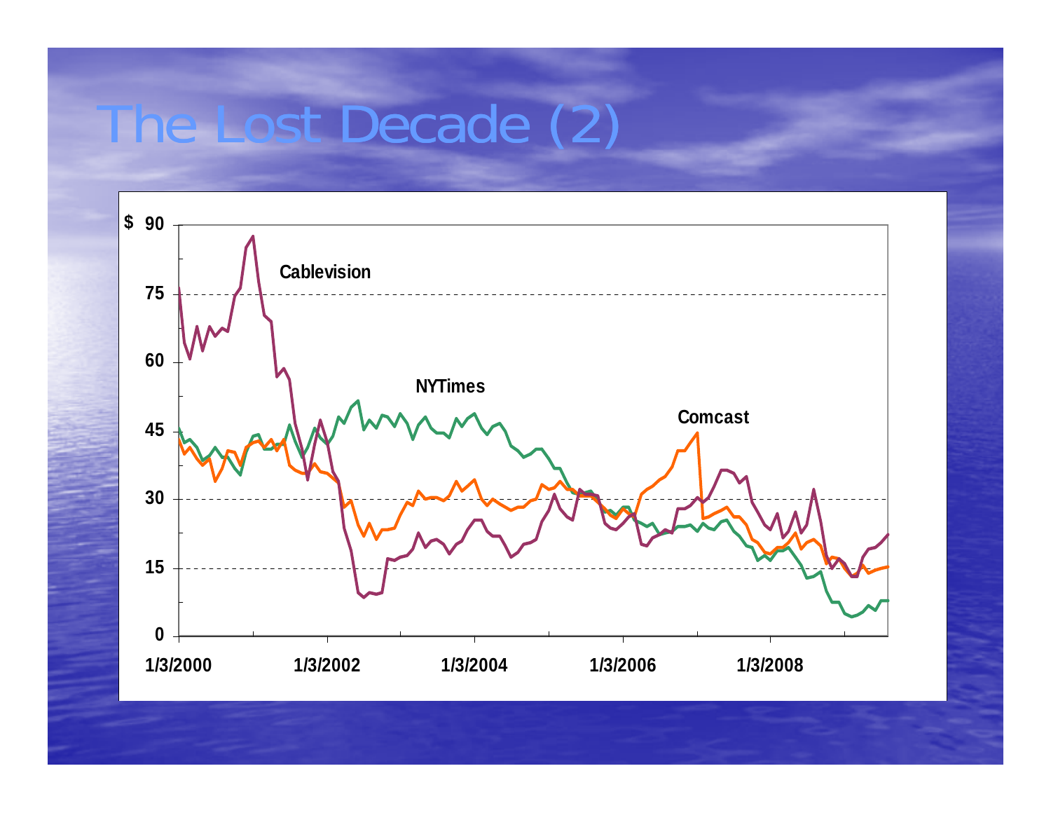# The Lost Decade (2)

$ 90

75

60

45

30

15

0

1/3/2000 1/3/2002 1/3/2004 1/3/2006 1/3/2008

Cablevision

NYTimes

Comcast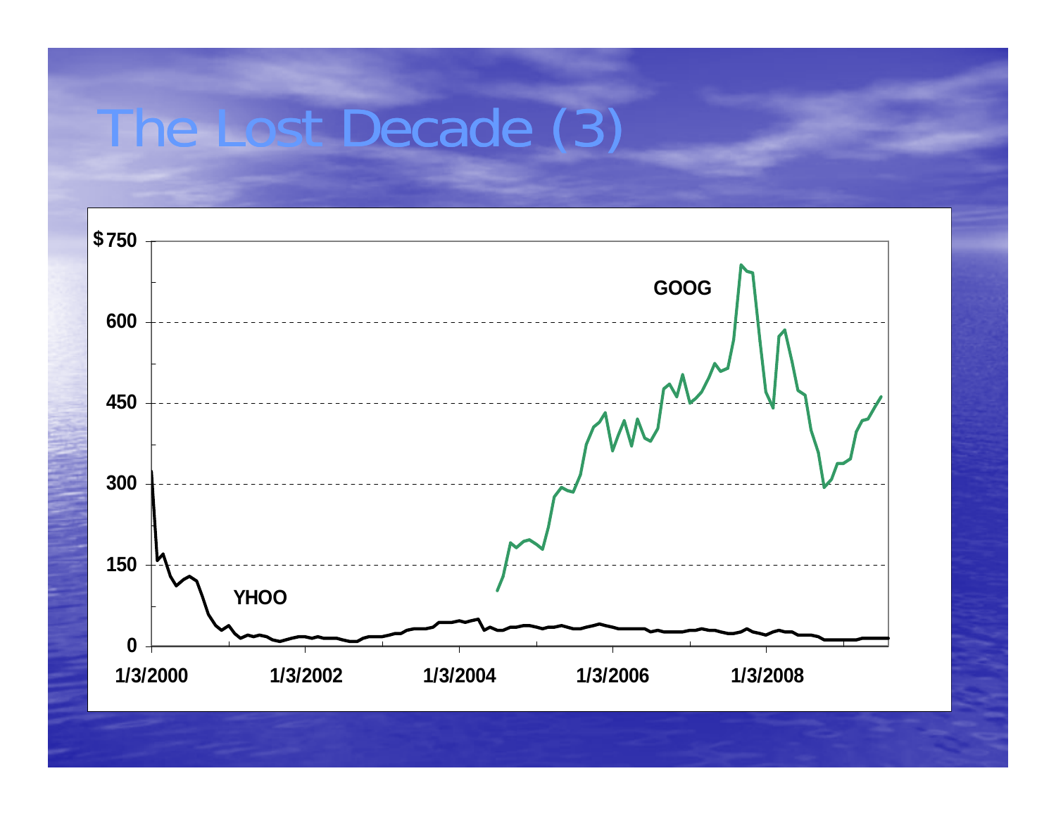# The Lost Decade (3)

$750

600

450

300

150

0

1/3/2000 1/3/2002 1/3/2004 1/3/2006 1/3/2008

GOOG

YHOO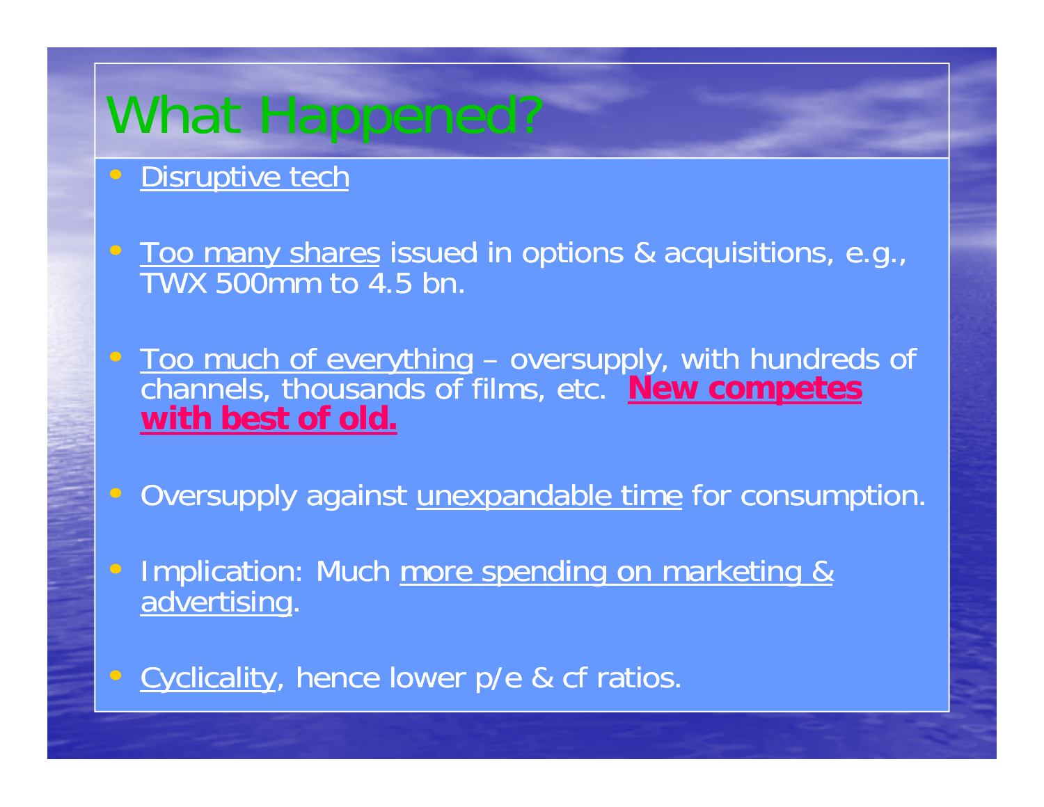# What Happened?

- Disruptive tech
- Too many shares issued in options & acquisitions, e.g., TWX 500mm to 4.5 bn.
- Too much of everything – oversupply, with hundreds of channels, thousands of films, etc. **New competes with best of old.**
- Oversupply against unexpandable time for consumption.
- Implication: Much more spending on marketing & advertising.
- Cyclicality, hence lower p/e & cf ratios.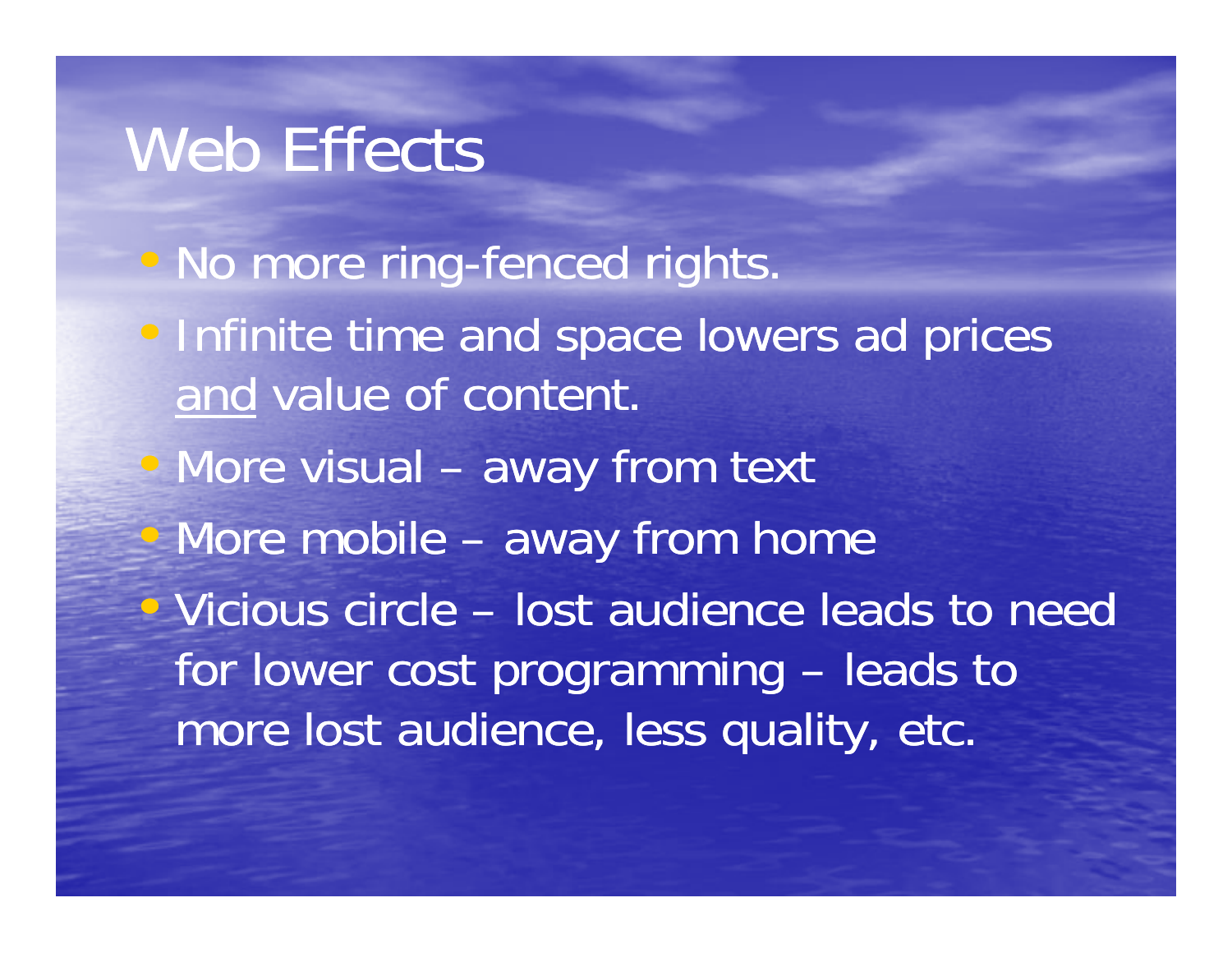# Web Effects

- No more ring-fenced rights.
- Infinite time and space lowers ad prices <u>and</u> value of content.
- More visual – away from text
- More mobile – away from home
- Vicious circle – lost audience leads to need for lower cost programming – leads to more lost audience, less quality, etc.